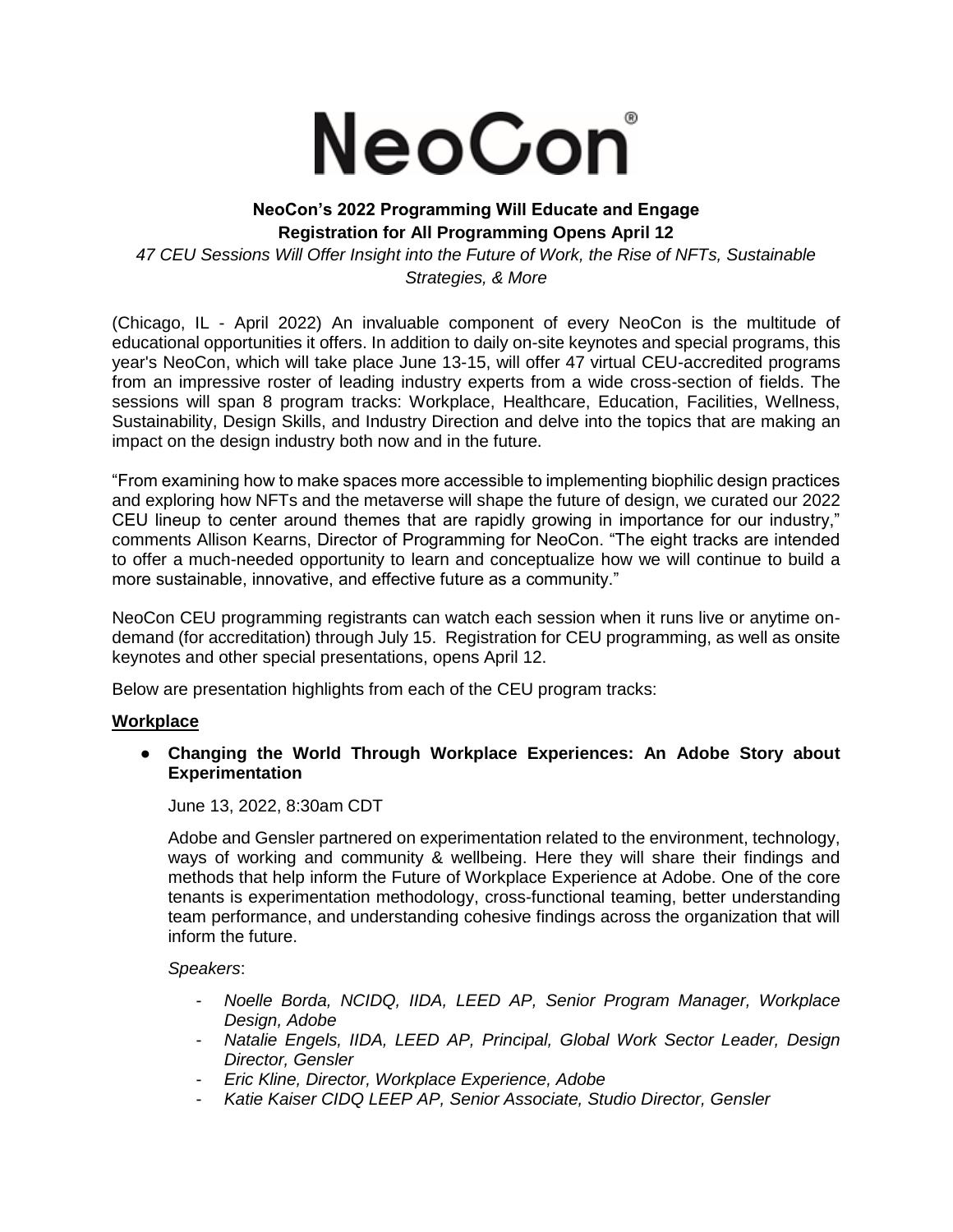# NeoCon®

**NeoCon's 2022 Programming Will Educate and Engage**
**Registration for All Programming Opens April 12**

*47 CEU Sessions Will Offer Insight into the Future of Work, the Rise of NFTs, Sustainable Strategies, & More*

(Chicago, IL - April 2022) An invaluable component of every NeoCon is the multitude of educational opportunities it offers. In addition to daily on-site keynotes and special programs, this year's NeoCon, which will take place June 13-15, will offer 47 virtual CEU-accredited programs from an impressive roster of leading industry experts from a wide cross-section of fields. The sessions will span 8 program tracks: Workplace, Healthcare, Education, Facilities, Wellness, Sustainability, Design Skills, and Industry Direction and delve into the topics that are making an impact on the design industry both now and in the future.

"From examining how to make spaces more accessible to implementing biophilic design practices and exploring how NFTs and the metaverse will shape the future of design, we curated our 2022 CEU lineup to center around themes that are rapidly growing in importance for our industry," comments Allison Kearns, Director of Programming for NeoCon. "The eight tracks are intended to offer a much-needed opportunity to learn and conceptualize how we will continue to build a more sustainable, innovative, and effective future as a community."

NeoCon CEU programming registrants can watch each session when it runs live or anytime on-demand (for accreditation) through July 15. Registration for CEU programming, as well as onsite keynotes and other special presentations, opens April 12.

Below are presentation highlights from each of the CEU program tracks:

## Workplace

- **Changing the World Through Workplace Experiences: An Adobe Story about Experimentation**

  June 13, 2022, 8:30am CDT

  Adobe and Gensler partnered on experimentation related to the environment, technology, ways of working and community & wellbeing. Here they will share their findings and methods that help inform the Future of Workplace Experience at Adobe. One of the core tenants is experimentation methodology, cross-functional teaming, better understanding team performance, and understanding cohesive findings across the organization that will inform the future.

  *Speakers*:

  - *Noelle Borda, NCIDQ, IIDA, LEED AP, Senior Program Manager, Workplace Design, Adobe*
  - *Natalie Engels, IIDA, LEED AP, Principal, Global Work Sector Leader, Design Director, Gensler*
  - *Eric Kline, Director, Workplace Experience, Adobe*
  - *Katie Kaiser CIDQ LEEP AP, Senior Associate, Studio Director, Gensler*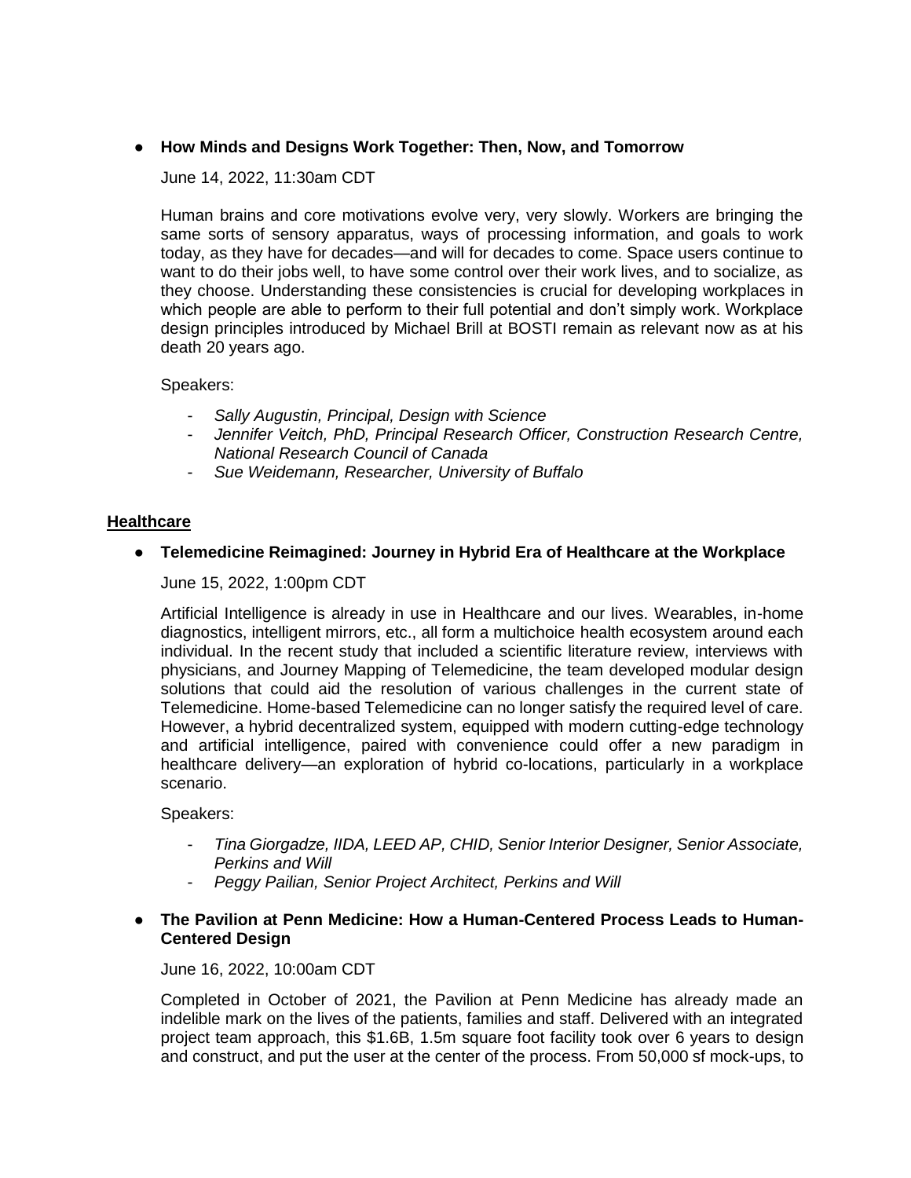- **How Minds and Designs Work Together: Then, Now, and Tomorrow**

  June 14, 2022, 11:30am CDT

  Human brains and core motivations evolve very, very slowly. Workers are bringing the same sorts of sensory apparatus, ways of processing information, and goals to work today, as they have for decades—and will for decades to come. Space users continue to want to do their jobs well, to have some control over their work lives, and to socialize, as they choose. Understanding these consistencies is crucial for developing workplaces in which people are able to perform to their full potential and don't simply work. Workplace design principles introduced by Michael Brill at BOSTI remain as relevant now as at his death 20 years ago.

  Speakers:

  - *Sally Augustin, Principal, Design with Science*
  - *Jennifer Veitch, PhD, Principal Research Officer, Construction Research Centre, National Research Council of Canada*
  - *Sue Weidemann, Researcher, University of Buffalo*

## Healthcare

- **Telemedicine Reimagined: Journey in Hybrid Era of Healthcare at the Workplace**

  June 15, 2022, 1:00pm CDT

  Artificial Intelligence is already in use in Healthcare and our lives. Wearables, in-home diagnostics, intelligent mirrors, etc., all form a multichoice health ecosystem around each individual. In the recent study that included a scientific literature review, interviews with physicians, and Journey Mapping of Telemedicine, the team developed modular design solutions that could aid the resolution of various challenges in the current state of Telemedicine. Home-based Telemedicine can no longer satisfy the required level of care. However, a hybrid decentralized system, equipped with modern cutting-edge technology and artificial intelligence, paired with convenience could offer a new paradigm in healthcare delivery—an exploration of hybrid co-locations, particularly in a workplace scenario.

  Speakers:

  - *Tina Giorgadze, IIDA, LEED AP, CHID, Senior Interior Designer, Senior Associate, Perkins and Will*
  - *Peggy Pailian, Senior Project Architect, Perkins and Will*

- **The Pavilion at Penn Medicine: How a Human-Centered Process Leads to Human-Centered Design**

  June 16, 2022, 10:00am CDT

  Completed in October of 2021, the Pavilion at Penn Medicine has already made an indelible mark on the lives of the patients, families and staff. Delivered with an integrated project team approach, this $1.6B, 1.5m square foot facility took over 6 years to design and construct, and put the user at the center of the process. From 50,000 sf mock-ups, to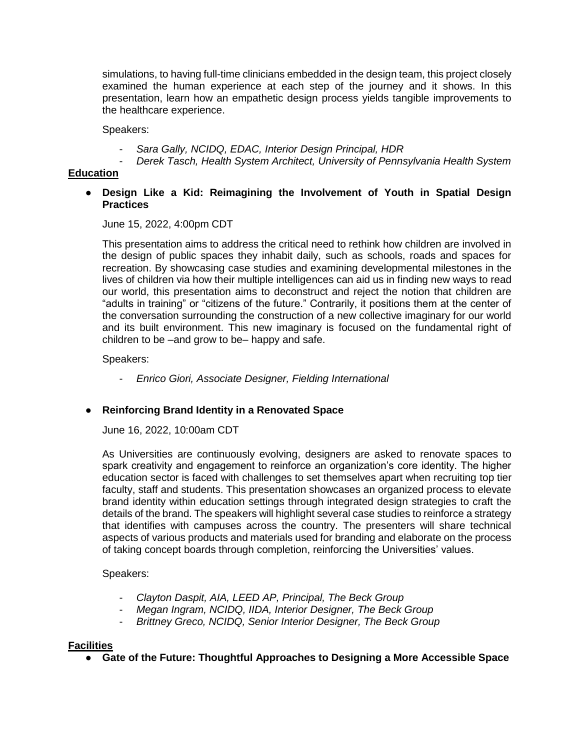simulations, to having full-time clinicians embedded in the design team, this project closely examined the human experience at each step of the journey and it shows. In this presentation, learn how an empathetic design process yields tangible improvements to the healthcare experience.

Speakers:

- *Sara Gally, NCIDQ, EDAC, Interior Design Principal, HDR*
- *Derek Tasch, Health System Architect, University of Pennsylvania Health System*

**Education**

- **Design Like a Kid: Reimagining the Involvement of Youth in Spatial Design Practices**

  June 15, 2022, 4:00pm CDT

  This presentation aims to address the critical need to rethink how children are involved in the design of public spaces they inhabit daily, such as schools, roads and spaces for recreation. By showcasing case studies and examining developmental milestones in the lives of children via how their multiple intelligences can aid us in finding new ways to read our world, this presentation aims to deconstruct and reject the notion that children are "adults in training" or "citizens of the future." Contrarily, it positions them at the center of the conversation surrounding the construction of a new collective imaginary for our world and its built environment. This new imaginary is focused on the fundamental right of children to be –and grow to be– happy and safe.

  Speakers:

  - *Enrico Giori, Associate Designer, Fielding International*

- **Reinforcing Brand Identity in a Renovated Space**

  June 16, 2022, 10:00am CDT

  As Universities are continuously evolving, designers are asked to renovate spaces to spark creativity and engagement to reinforce an organization's core identity. The higher education sector is faced with challenges to set themselves apart when recruiting top tier faculty, staff and students. This presentation showcases an organized process to elevate brand identity within education settings through integrated design strategies to craft the details of the brand. The speakers will highlight several case studies to reinforce a strategy that identifies with campuses across the country. The presenters will share technical aspects of various products and materials used for branding and elaborate on the process of taking concept boards through completion, reinforcing the Universities' values.

  Speakers:

  - *Clayton Daspit, AIA, LEED AP, Principal, The Beck Group*
  - *Megan Ingram, NCIDQ, IIDA, Interior Designer, The Beck Group*
  - *Brittney Greco, NCIDQ, Senior Interior Designer, The Beck Group*

**Facilities**

- **Gate of the Future: Thoughtful Approaches to Designing a More Accessible Space**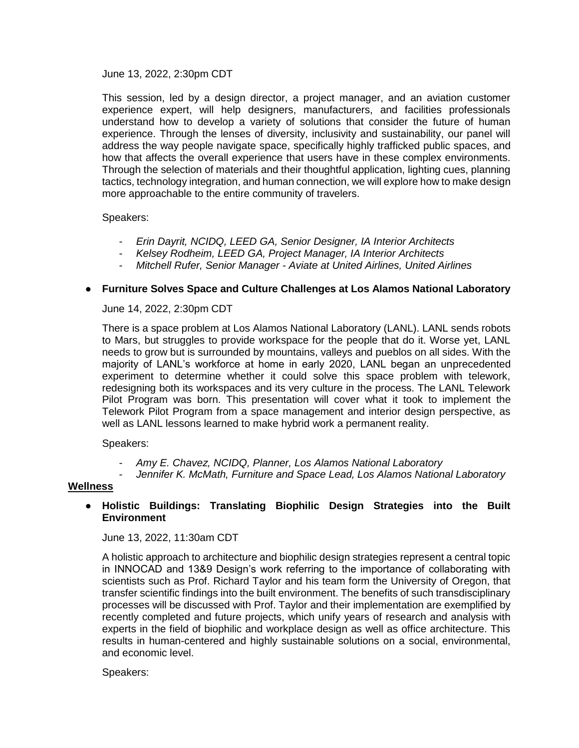June 13, 2022, 2:30pm CDT

This session, led by a design director, a project manager, and an aviation customer experience expert, will help designers, manufacturers, and facilities professionals understand how to develop a variety of solutions that consider the future of human experience. Through the lenses of diversity, inclusivity and sustainability, our panel will address the way people navigate space, specifically highly trafficked public spaces, and how that affects the overall experience that users have in these complex environments. Through the selection of materials and their thoughtful application, lighting cues, planning tactics, technology integration, and human connection, we will explore how to make design more approachable to the entire community of travelers.

Speakers:

- *Erin Dayrit, NCIDQ, LEED GA, Senior Designer, IA Interior Architects*
- *Kelsey Rodheim, LEED GA, Project Manager, IA Interior Architects*
- *Mitchell Rufer, Senior Manager - Aviate at United Airlines, United Airlines*

- **Furniture Solves Space and Culture Challenges at Los Alamos National Laboratory**

June 14, 2022, 2:30pm CDT

There is a space problem at Los Alamos National Laboratory (LANL). LANL sends robots to Mars, but struggles to provide workspace for the people that do it. Worse yet, LANL needs to grow but is surrounded by mountains, valleys and pueblos on all sides. With the majority of LANL's workforce at home in early 2020, LANL began an unprecedented experiment to determine whether it could solve this space problem with telework, redesigning both its workspaces and its very culture in the process. The LANL Telework Pilot Program was born. This presentation will cover what it took to implement the Telework Pilot Program from a space management and interior design perspective, as well as LANL lessons learned to make hybrid work a permanent reality.

Speakers:

- *Amy E. Chavez, NCIDQ, Planner, Los Alamos National Laboratory*
- *Jennifer K. McMath, Furniture and Space Lead, Los Alamos National Laboratory*

**Wellness**

- **Holistic Buildings: Translating Biophilic Design Strategies into the Built Environment**

June 13, 2022, 11:30am CDT

A holistic approach to architecture and biophilic design strategies represent a central topic in INNOCAD and 13&9 Design's work referring to the importance of collaborating with scientists such as Prof. Richard Taylor and his team form the University of Oregon, that transfer scientific findings into the built environment. The benefits of such transdisciplinary processes will be discussed with Prof. Taylor and their implementation are exemplified by recently completed and future projects, which unify years of research and analysis with experts in the field of biophilic and workplace design as well as office architecture. This results in human-centered and highly sustainable solutions on a social, environmental, and economic level.

Speakers: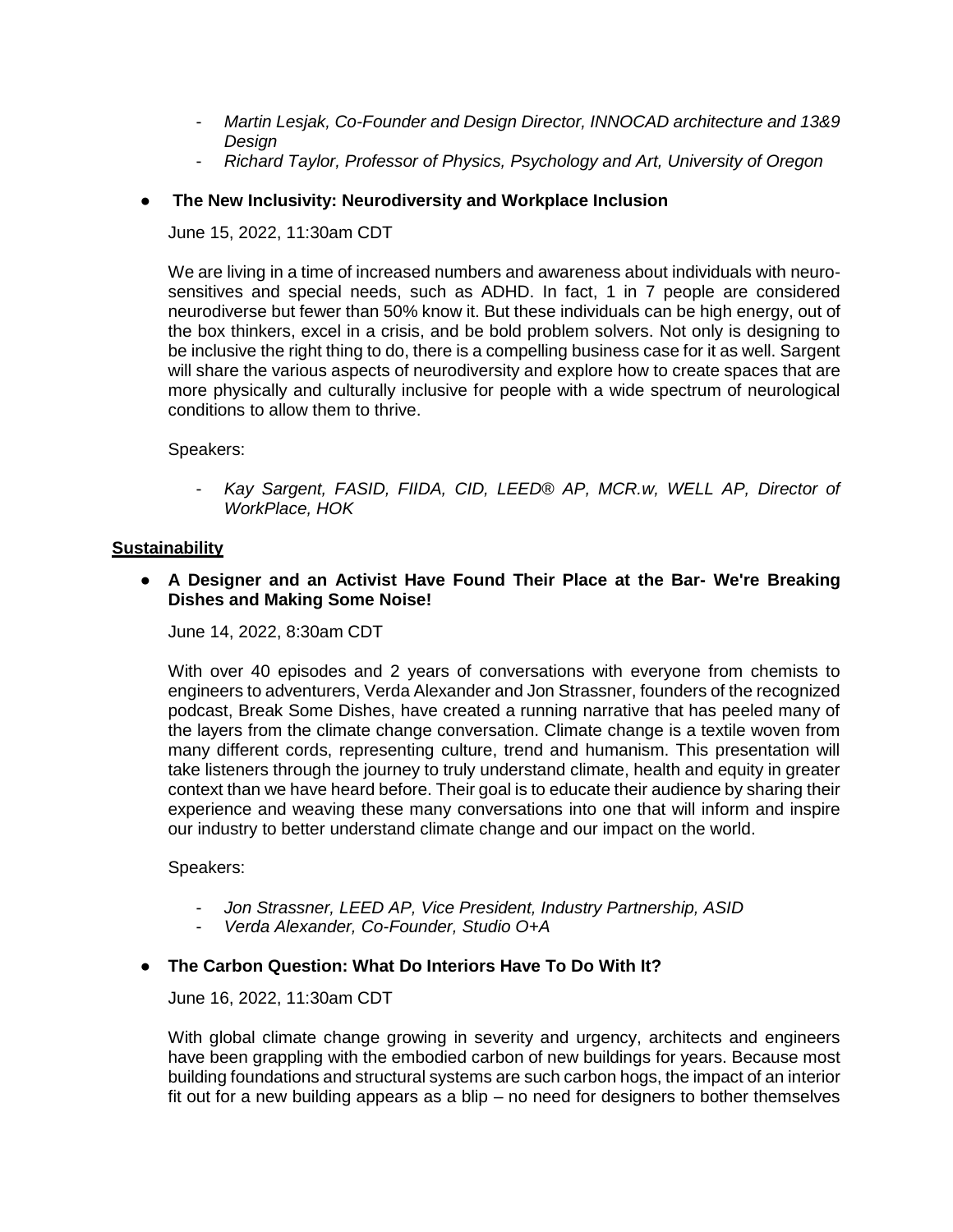- *Martin Lesjak, Co-Founder and Design Director, INNOCAD architecture and 13&9 Design*
- *Richard Taylor, Professor of Physics, Psychology and Art, University of Oregon*

- **The New Inclusivity: Neurodiversity and Workplace Inclusion**

  June 15, 2022, 11:30am CDT

  We are living in a time of increased numbers and awareness about individuals with neuro-sensitives and special needs, such as ADHD. In fact, 1 in 7 people are considered neurodiverse but fewer than 50% know it. But these individuals can be high energy, out of the box thinkers, excel in a crisis, and be bold problem solvers. Not only is designing to be inclusive the right thing to do, there is a compelling business case for it as well. Sargent will share the various aspects of neurodiversity and explore how to create spaces that are more physically and culturally inclusive for people with a wide spectrum of neurological conditions to allow them to thrive.

  Speakers:

  - *Kay Sargent, FASID, FIIDA, CID, LEED® AP, MCR.w, WELL AP, Director of WorkPlace, HOK*

<u>**Sustainability**</u>

- **A Designer and an Activist Have Found Their Place at the Bar- We're Breaking Dishes and Making Some Noise!**

  June 14, 2022, 8:30am CDT

  With over 40 episodes and 2 years of conversations with everyone from chemists to engineers to adventurers, Verda Alexander and Jon Strassner, founders of the recognized podcast, Break Some Dishes, have created a running narrative that has peeled many of the layers from the climate change conversation. Climate change is a textile woven from many different cords, representing culture, trend and humanism. This presentation will take listeners through the journey to truly understand climate, health and equity in greater context than we have heard before. Their goal is to educate their audience by sharing their experience and weaving these many conversations into one that will inform and inspire our industry to better understand climate change and our impact on the world.

  Speakers:

  - *Jon Strassner, LEED AP, Vice President, Industry Partnership, ASID*
  - *Verda Alexander, Co-Founder, Studio O+A*

- **The Carbon Question: What Do Interiors Have To Do With It?**

  June 16, 2022, 11:30am CDT

  With global climate change growing in severity and urgency, architects and engineers have been grappling with the embodied carbon of new buildings for years. Because most building foundations and structural systems are such carbon hogs, the impact of an interior fit out for a new building appears as a blip – no need for designers to bother themselves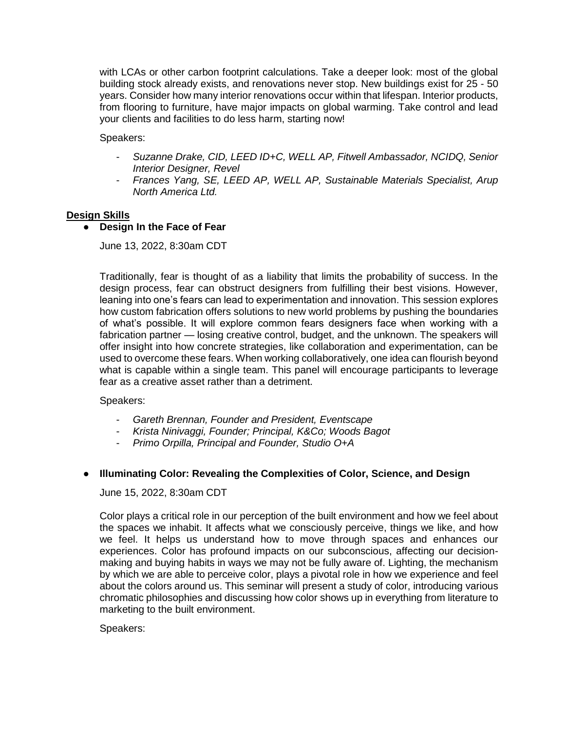with LCAs or other carbon footprint calculations. Take a deeper look: most of the global building stock already exists, and renovations never stop. New buildings exist for 25 - 50 years. Consider how many interior renovations occur within that lifespan. Interior products, from flooring to furniture, have major impacts on global warming. Take control and lead your clients and facilities to do less harm, starting now!

Speakers:

- *Suzanne Drake, CID, LEED ID+C, WELL AP, Fitwell Ambassador, NCIDQ, Senior Interior Designer, Revel*
- *Frances Yang, SE, LEED AP, WELL AP, Sustainable Materials Specialist, Arup North America Ltd.*

## Design Skills

- **Design In the Face of Fear**

  June 13, 2022, 8:30am CDT

  Traditionally, fear is thought of as a liability that limits the probability of success. In the design process, fear can obstruct designers from fulfilling their best visions. However, leaning into one's fears can lead to experimentation and innovation. This session explores how custom fabrication offers solutions to new world problems by pushing the boundaries of what's possible. It will explore common fears designers face when working with a fabrication partner — losing creative control, budget, and the unknown. The speakers will offer insight into how concrete strategies, like collaboration and experimentation, can be used to overcome these fears. When working collaboratively, one idea can flourish beyond what is capable within a single team. This panel will encourage participants to leverage fear as a creative asset rather than a detriment.

  Speakers:

  - *Gareth Brennan, Founder and President, Eventscape*
  - *Krista Ninivaggi, Founder; Principal, K&Co; Woods Bagot*
  - *Primo Orpilla, Principal and Founder, Studio O+A*

- **Illuminating Color: Revealing the Complexities of Color, Science, and Design**

  June 15, 2022, 8:30am CDT

  Color plays a critical role in our perception of the built environment and how we feel about the spaces we inhabit. It affects what we consciously perceive, things we like, and how we feel. It helps us understand how to move through spaces and enhances our experiences. Color has profound impacts on our subconscious, affecting our decision-making and buying habits in ways we may not be fully aware of. Lighting, the mechanism by which we are able to perceive color, plays a pivotal role in how we experience and feel about the colors around us. This seminar will present a study of color, introducing various chromatic philosophies and discussing how color shows up in everything from literature to marketing to the built environment.

  Speakers: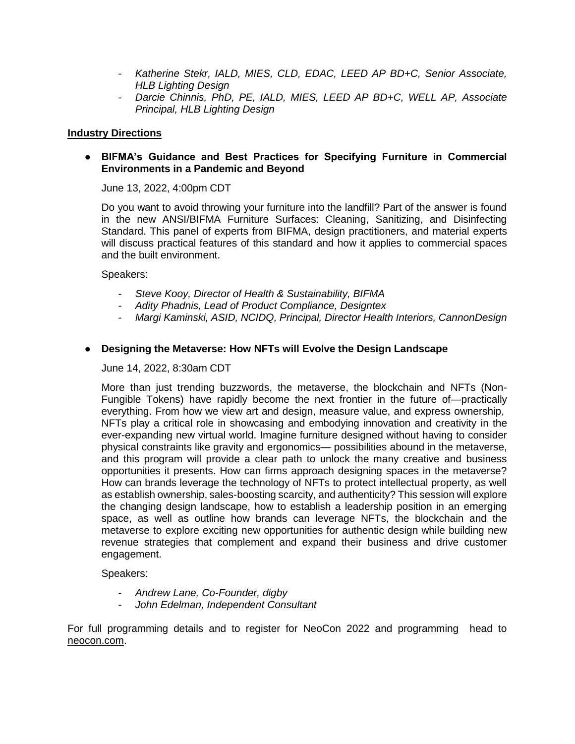- *Katherine Stekr, IALD, MIES, CLD, EDAC, LEED AP BD+C, Senior Associate, HLB Lighting Design*
- *Darcie Chinnis, PhD, PE, IALD, MIES, LEED AP BD+C, WELL AP, Associate Principal, HLB Lighting Design*

**Industry Directions**

- **BIFMA's Guidance and Best Practices for Specifying Furniture in Commercial Environments in a Pandemic and Beyond**

  June 13, 2022, 4:00pm CDT

  Do you want to avoid throwing your furniture into the landfill? Part of the answer is found in the new ANSI/BIFMA Furniture Surfaces: Cleaning, Sanitizing, and Disinfecting Standard. This panel of experts from BIFMA, design practitioners, and material experts will discuss practical features of this standard and how it applies to commercial spaces and the built environment.

  Speakers:

  - *Steve Kooy, Director of Health & Sustainability, BIFMA*
  - *Adity Phadnis, Lead of Product Compliance, Designtex*
  - *Margi Kaminski, ASID, NCIDQ, Principal, Director Health Interiors, CannonDesign*

- **Designing the Metaverse: How NFTs will Evolve the Design Landscape**

  June 14, 2022, 8:30am CDT

  More than just trending buzzwords, the metaverse, the blockchain and NFTs (Non-Fungible Tokens) have rapidly become the next frontier in the future of—practically everything. From how we view art and design, measure value, and express ownership, NFTs play a critical role in showcasing and embodying innovation and creativity in the ever-expanding new virtual world. Imagine furniture designed without having to consider physical constraints like gravity and ergonomics— possibilities abound in the metaverse, and this program will provide a clear path to unlock the many creative and business opportunities it presents. How can firms approach designing spaces in the metaverse? How can brands leverage the technology of NFTs to protect intellectual property, as well as establish ownership, sales-boosting scarcity, and authenticity? This session will explore the changing design landscape, how to establish a leadership position in an emerging space, as well as outline how brands can leverage NFTs, the blockchain and the metaverse to explore exciting new opportunities for authentic design while building new revenue strategies that complement and expand their business and drive customer engagement.

  Speakers:

  - *Andrew Lane, Co-Founder, digby*
  - *John Edelman, Independent Consultant*

For full programming details and to register for NeoCon 2022 and programming head to neocon.com.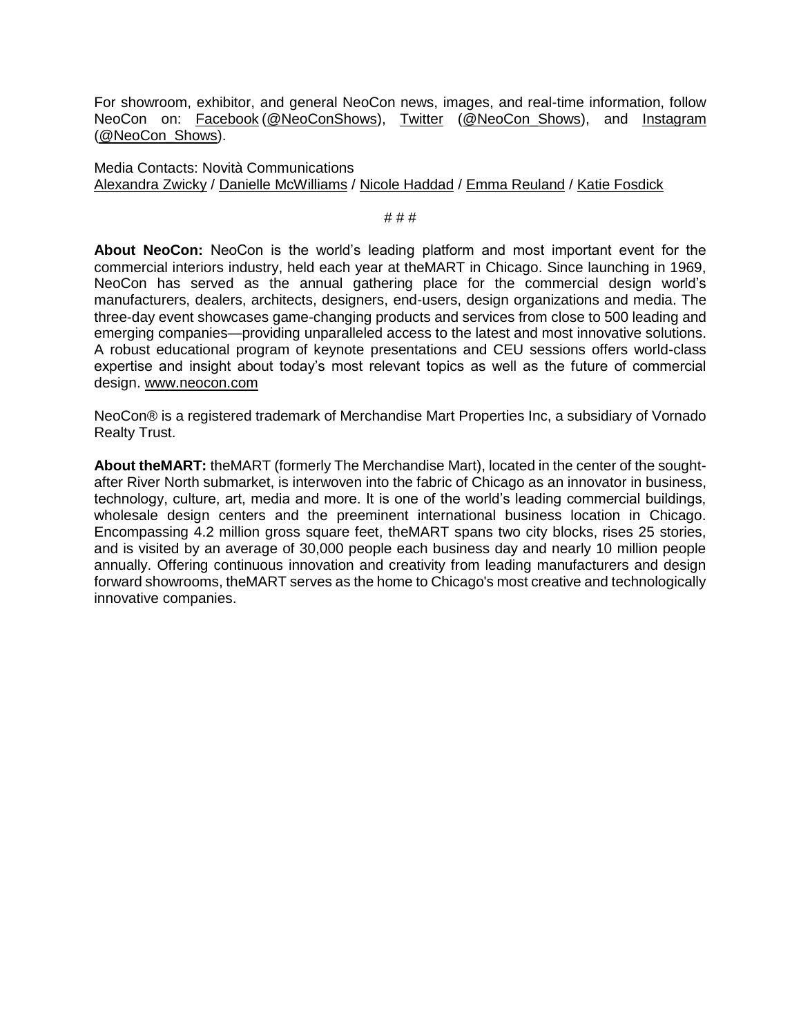For showroom, exhibitor, and general NeoCon news, images, and real-time information, follow NeoCon on: Facebook (@NeoConShows), Twitter (@NeoCon_Shows), and Instagram (@NeoCon_Shows).

Media Contacts: Novità Communications
Alexandra Zwicky / Danielle McWilliams / Nicole Haddad / Emma Reuland / Katie Fosdick

# # #

**About NeoCon:** NeoCon is the world's leading platform and most important event for the commercial interiors industry, held each year at theMART in Chicago. Since launching in 1969, NeoCon has served as the annual gathering place for the commercial design world's manufacturers, dealers, architects, designers, end-users, design organizations and media. The three-day event showcases game-changing products and services from close to 500 leading and emerging companies—providing unparalleled access to the latest and most innovative solutions. A robust educational program of keynote presentations and CEU sessions offers world-class expertise and insight about today's most relevant topics as well as the future of commercial design. www.neocon.com

NeoCon® is a registered trademark of Merchandise Mart Properties Inc, a subsidiary of Vornado Realty Trust.

**About theMART:** theMART (formerly The Merchandise Mart), located in the center of the sought-after River North submarket, is interwoven into the fabric of Chicago as an innovator in business, technology, culture, art, media and more. It is one of the world's leading commercial buildings, wholesale design centers and the preeminent international business location in Chicago. Encompassing 4.2 million gross square feet, theMART spans two city blocks, rises 25 stories, and is visited by an average of 30,000 people each business day and nearly 10 million people annually. Offering continuous innovation and creativity from leading manufacturers and design forward showrooms, theMART serves as the home to Chicago's most creative and technologically innovative companies.